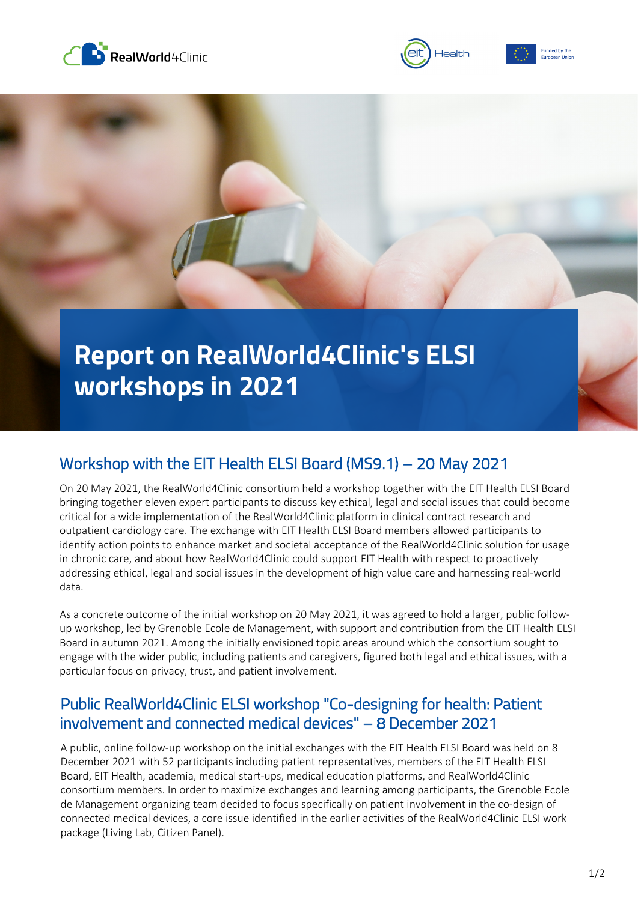# Report on RealWorld4Clinic's ELSI workshops in 2021

## Workshop with the EIT Health ELSI Board (MS9.1) – 20 May 2021

On 20 May 2021, the RealWorld4Clinic consortium held a workshop together with the EIT Health ELSI Board bringing together eleven expert participants to discuss key ethical, legal and social issues that could become critical for a wide implementation of the RealWorld4Clinic platform in clinical contract research and outpatient cardiology care. The exchange with EIT Health ELSI Board members allowed participants to identify action points to enhance market and societal acceptance of the RealWorld4Clinic solution for usage in chronic care, and about how RealWorld4Clinic could support EIT Health with respect to proactively addressing ethical, legal and social issues in the development of high value care and harnessing real-world data.

As a concrete outcome of the initial workshop on 20 May 2021, it was agreed to hold a larger, public follow-up workshop, led by Grenoble Ecole de Management, with support and contribution from the EIT Health ELSI Board in autumn 2021. Among the initially envisioned topic areas around which the consortium sought to engage with the wider public, including patients and caregivers, figured both legal and ethical issues, with a particular focus on privacy, trust, and patient involvement.

## Public RealWorld4Clinic ELSI workshop "Co-designing for health: Patient involvement and connected medical devices" – 8 December 2021

A public, online follow-up workshop on the initial exchanges with the EIT Health ELSI Board was held on 8 December 2021 with 52 participants including patient representatives, members of the EIT Health ELSI Board, EIT Health, academia, medical start-ups, medical education platforms, and RealWorld4Clinic consortium members. In order to maximize exchanges and learning among participants, the Grenoble Ecole de Management organizing team decided to focus specifically on patient involvement in the co-design of connected medical devices, a core issue identified in the earlier activities of the RealWorld4Clinic ELSI work package (Living Lab, Citizen Panel).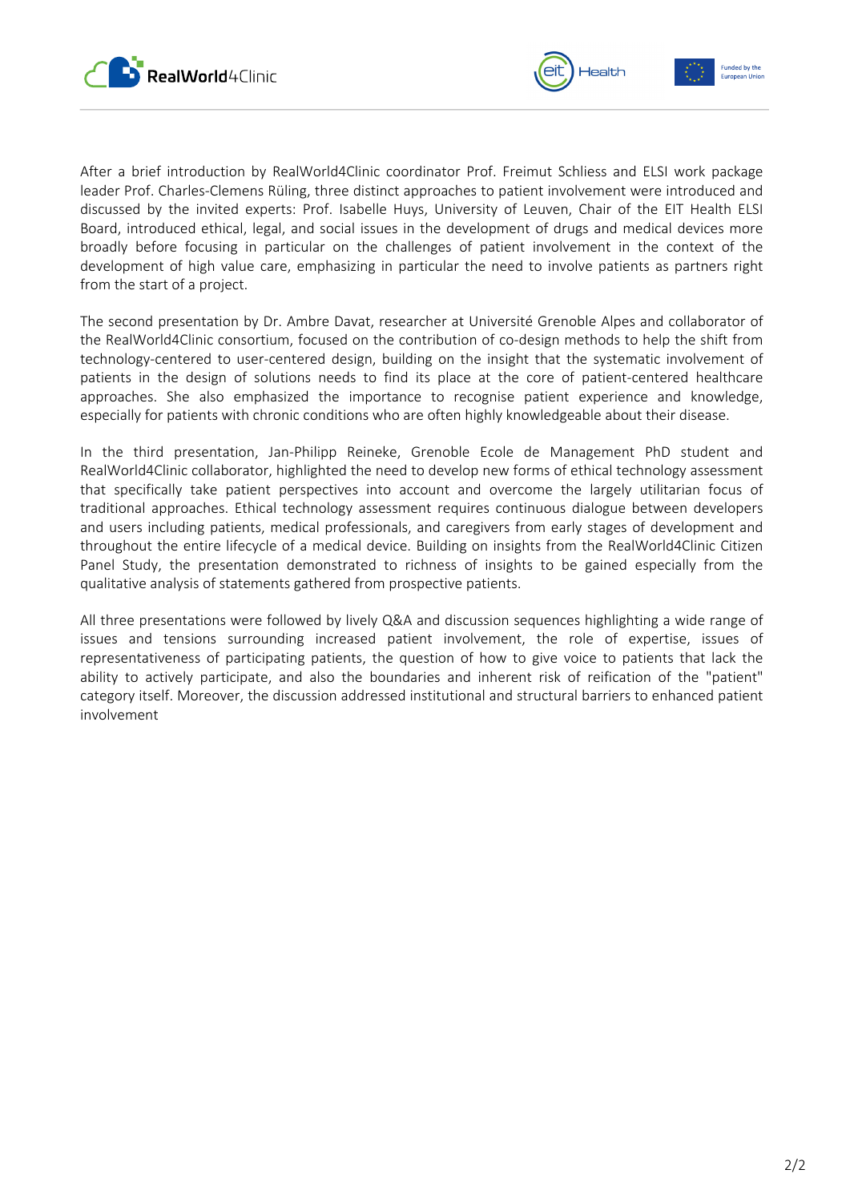After a brief introduction by RealWorld4Clinic coordinator Prof. Freimut Schliess and ELSI work package leader Prof. Charles-Clemens Rüling, three distinct approaches to patient involvement were introduced and discussed by the invited experts: Prof. Isabelle Huys, University of Leuven, Chair of the EIT Health ELSI Board, introduced ethical, legal, and social issues in the development of drugs and medical devices more broadly before focusing in particular on the challenges of patient involvement in the context of the development of high value care, emphasizing in particular the need to involve patients as partners right from the start of a project.

The second presentation by Dr. Ambre Davat, researcher at Université Grenoble Alpes and collaborator of the RealWorld4Clinic consortium, focused on the contribution of co-design methods to help the shift from technology-centered to user-centered design, building on the insight that the systematic involvement of patients in the design of solutions needs to find its place at the core of patient-centered healthcare approaches. She also emphasized the importance to recognise patient experience and knowledge, especially for patients with chronic conditions who are often highly knowledgeable about their disease.

In the third presentation, Jan-Philipp Reineke, Grenoble Ecole de Management PhD student and RealWorld4Clinic collaborator, highlighted the need to develop new forms of ethical technology assessment that specifically take patient perspectives into account and overcome the largely utilitarian focus of traditional approaches. Ethical technology assessment requires continuous dialogue between developers and users including patients, medical professionals, and caregivers from early stages of development and throughout the entire lifecycle of a medical device. Building on insights from the RealWorld4Clinic Citizen Panel Study, the presentation demonstrated to richness of insights to be gained especially from the qualitative analysis of statements gathered from prospective patients.

All three presentations were followed by lively Q&A and discussion sequences highlighting a wide range of issues and tensions surrounding increased patient involvement, the role of expertise, issues of representativeness of participating patients, the question of how to give voice to patients that lack the ability to actively participate, and also the boundaries and inherent risk of reification of the "patient" category itself. Moreover, the discussion addressed institutional and structural barriers to enhanced patient involvement